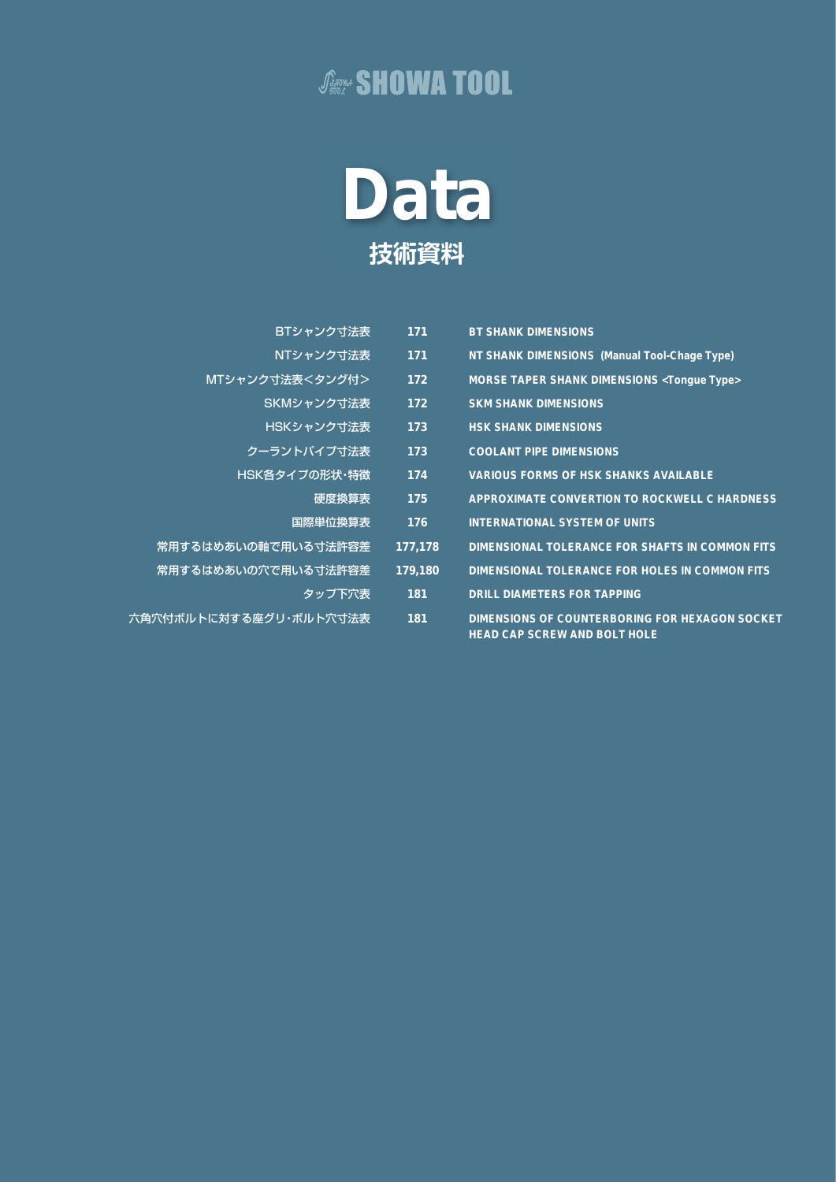SHOWA TOOL

# Data

## 技術資料

| | | |
|---|---|---|
| BTシャンク寸法表 | 171 | BT SHANK DIMENSIONS |
| NTシャンク寸法表 | 171 | NT SHANK DIMENSIONS (Manual Tool-Chage Type) |
| MTシャンク寸法表<タング付> | 172 | MORSE TAPER SHANK DIMENSIONS <Tongue Type> |
| SKMシャンク寸法表 | 172 | SKM SHANK DIMENSIONS |
| HSKシャンク寸法表 | 173 | HSK SHANK DIMENSIONS |
| クーラントパイプ寸法表 | 173 | COOLANT PIPE DIMENSIONS |
| HSK各タイプの形状・特徴 | 174 | VARIOUS FORMS OF HSK SHANKS AVAILABLE |
| 硬度換算表 | 175 | APPROXIMATE CONVERTION TO ROCKWELL C HARDNESS |
| 国際単位換算表 | 176 | INTERNATIONAL SYSTEM OF UNITS |
| 常用するはめあいの軸で用いる寸法許容差 | 177,178 | DIMENSIONAL TOLERANCE FOR SHAFTS IN COMMON FITS |
| 常用するはめあいの穴で用いる寸法許容差 | 179,180 | DIMENSIONAL TOLERANCE FOR HOLES IN COMMON FITS |
| タップ下穴表 | 181 | DRILL DIAMETERS FOR TAPPING |
| 六角穴付ボルトに対する座グリ・ボルト穴寸法表 | 181 | DIMENSIONS OF COUNTERBORING FOR HEXAGON SOCKET HEAD CAP SCREW AND BOLT HOLE |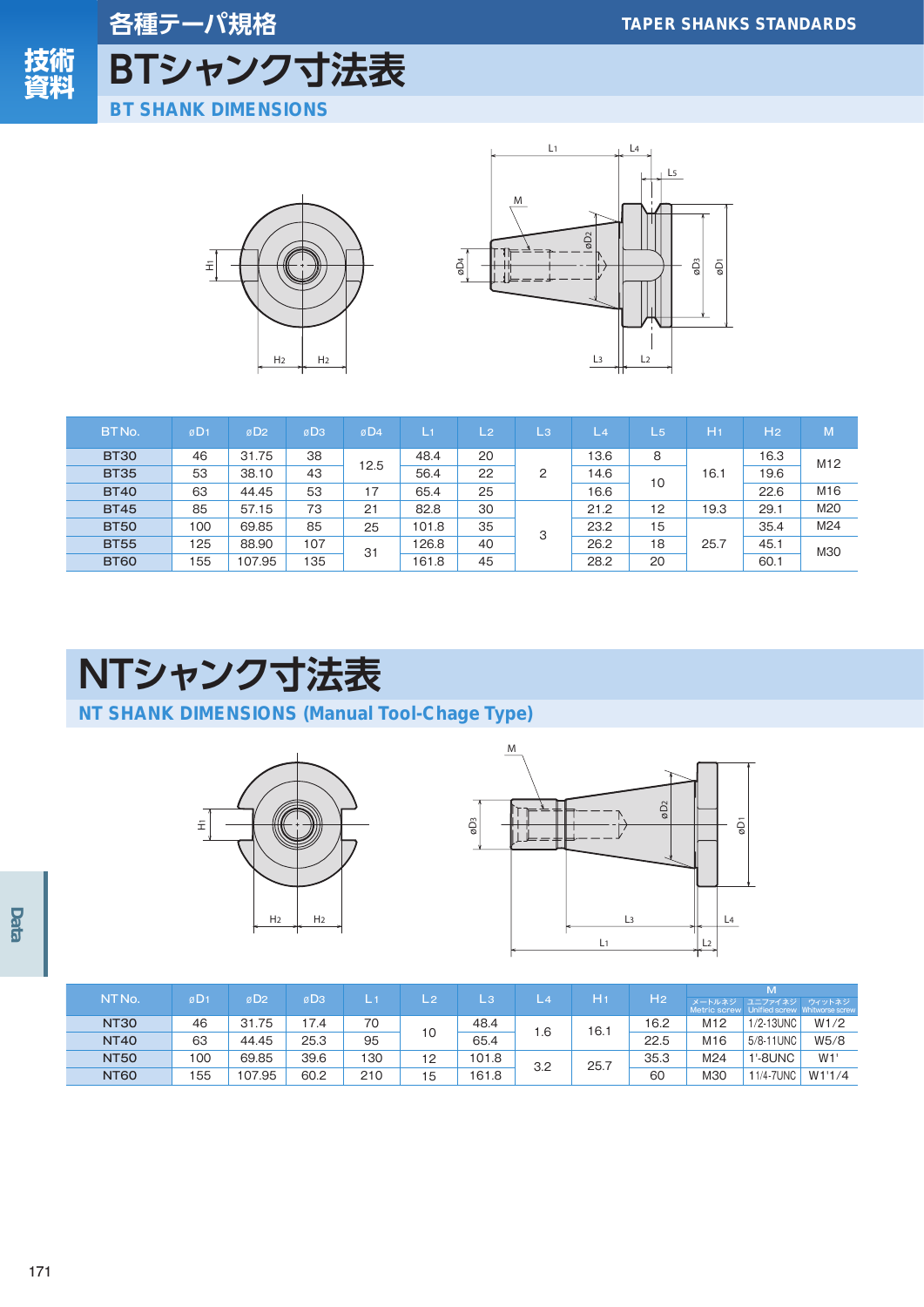# 各種テーパ規格

TAPER SHANKS STANDARDS

技術資料

## BTシャンク寸法表

BT SHANK DIMENSIONS

| BT No. | øD1 | øD2 | øD3 | øD4 | L1 | L2 | L3 | L4 | L5 | H1 | H2 | M |
|---|---|---|---|---|---|---|---|---|---|---|---|---|
| BT30 | 46 | 31.75 | 38 | 12.5 | 48.4 | 20 | 2 | 13.6 | 8 | 16.1 | 16.3 | M12 |
| BT35 | 53 | 38.10 | 43 | | 56.4 | 22 | | 14.6 | 10 | | 19.6 | |
| BT40 | 63 | 44.45 | 53 | 17 | 65.4 | 25 | | 16.6 | | | 22.6 | M16 |
| BT45 | 85 | 57.15 | 73 | 21 | 82.8 | 30 | 3 | 21.2 | 12 | 19.3 | 29.1 | M20 |
| BT50 | 100 | 69.85 | 85 | 25 | 101.8 | 35 | | 23.2 | 15 | 25.7 | 35.4 | M24 |
| BT55 | 125 | 88.90 | 107 | 31 | 126.8 | 40 | | 26.2 | 18 | | 45.1 | M30 |
| BT60 | 155 | 107.95 | 135 | | 161.8 | 45 | | 28.2 | 20 | | 60.1 | |

## NTシャンク寸法表

NT SHANK DIMENSIONS (Manual Tool-Chage Type)

| NT No. | øD1 | øD2 | øD3 | L1 | L2 | L3 | L4 | H1 | H2 | M メートルネジ Metric screw | M ユニファイネジ Unified screw | M ウィットネジ Whitworse screw |
|---|---|---|---|---|---|---|---|---|---|---|---|---|
| NT30 | 46 | 31.75 | 17.4 | 70 | 10 | 48.4 | 1.6 | 16.1 | 16.2 | M12 | 1/2-13UNC | W1/2 |
| NT40 | 63 | 44.45 | 25.3 | 95 | | 65.4 | | | 22.5 | M16 | 5/8-11UNC | W5/8 |
| NT50 | 100 | 69.85 | 39.6 | 130 | 12 | 101.8 | 3.2 | 25.7 | 35.3 | M24 | 1'-8UNC | W1' |
| NT60 | 155 | 107.95 | 60.2 | 210 | 15 | 161.8 | | | 60 | M30 | 11/4-7UNC | W1'1/4 |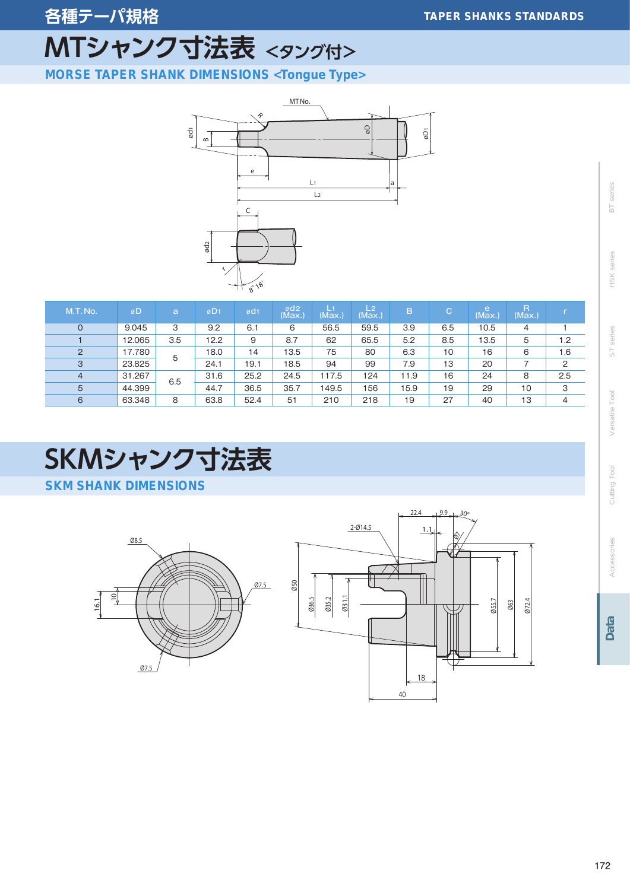# MTシャンク寸法表 <タング付>

## MORSE TAPER SHANK DIMENSIONS <Tongue Type>

| M.T. No. | øD | a | øD1 | ød1 | ød2 (Max.) | L1 (Max.) | L2 (Max.) | B | C | e (Max.) | R (Max.) | r |
|---|---|---|---|---|---|---|---|---|---|---|---|---|
| 0 | 9.045 | 3 | 9.2 | 6.1 | 6 | 56.5 | 59.5 | 3.9 | 6.5 | 10.5 | 4 | 1 |
| 1 | 12.065 | 3.5 | 12.2 | 9 | 8.7 | 62 | 65.5 | 5.2 | 8.5 | 13.5 | 5 | 1.2 |
| 2 | 17.780 | 5 | 18.0 | 14 | 13.5 | 75 | 80 | 6.3 | 10 | 16 | 6 | 1.6 |
| 3 | 23.825 | 5 | 24.1 | 19.1 | 18.5 | 94 | 99 | 7.9 | 13 | 20 | 7 | 2 |
| 4 | 31.267 | 6.5 | 31.6 | 25.2 | 24.5 | 117.5 | 124 | 11.9 | 16 | 24 | 8 | 2.5 |
| 5 | 44.399 | 6.5 | 44.7 | 36.5 | 35.7 | 149.5 | 156 | 15.9 | 19 | 29 | 10 | 3 |
| 6 | 63.348 | 8 | 63.8 | 52.4 | 51 | 210 | 218 | 19 | 27 | 40 | 13 | 4 |

# SKMシャンク寸法表

## SKM SHANK DIMENSIONS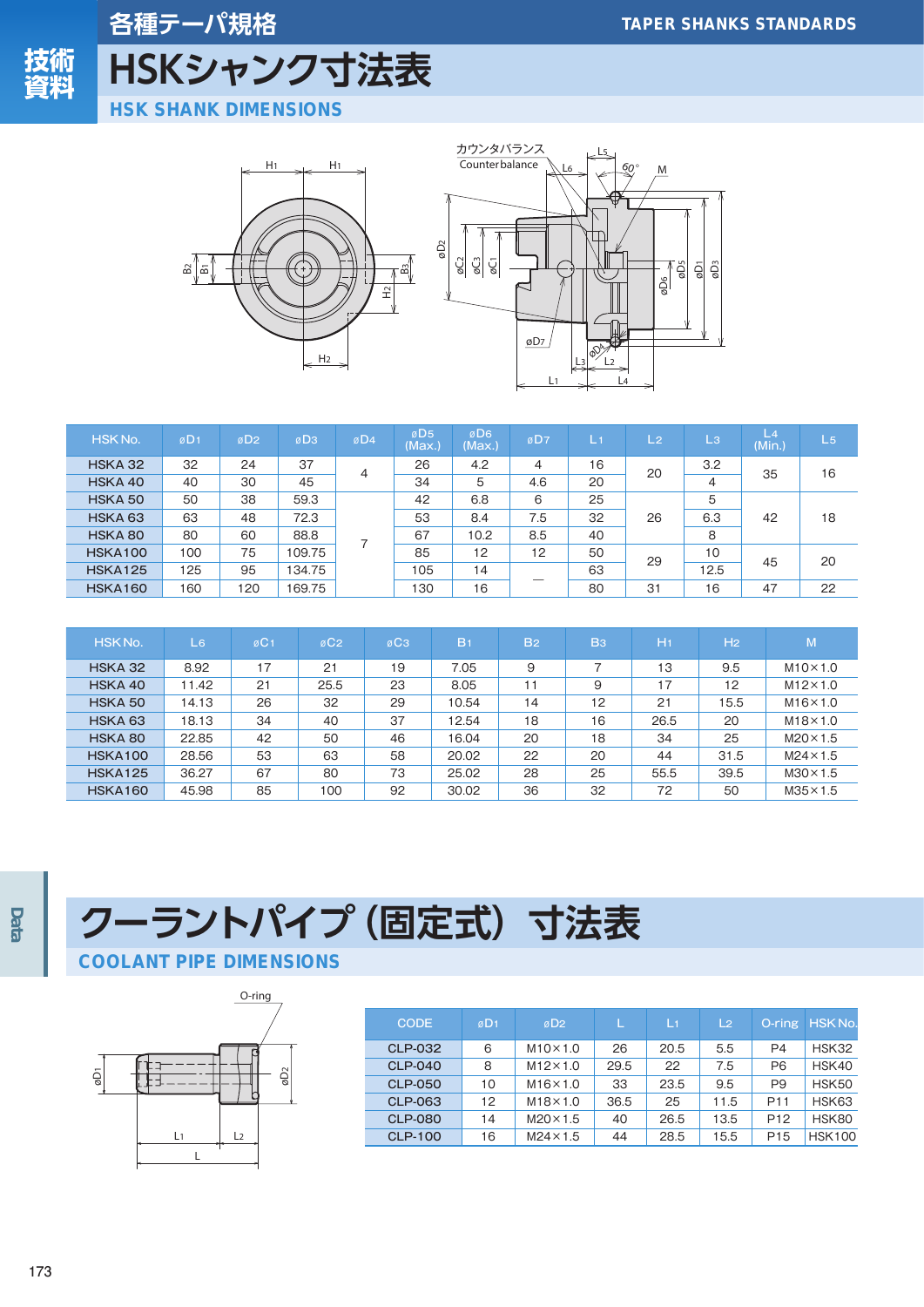各種テーパ規格 TAPER SHANKS STANDARDS

# HSKシャンク寸法表

## HSK SHANK DIMENSIONS

| HSK No. | øD1 | øD2 | øD3 | øD4 | øD5 (Max.) | øD6 (Max.) | øD7 | L1 | L2 | L3 | L4 (Min.) | L5 |
|---|---|---|---|---|---|---|---|---|---|---|---|---|
| HSKA 32 | 32 | 24 | 37 | 4 | 26 | 4.2 | 4 | 16 | 20 | 3.2 | 35 | 16 |
| HSKA 40 | 40 | 30 | 45 | 4 | 34 | 5 | 4.6 | 20 | 20 | 4 | 35 | 16 |
| HSKA 50 | 50 | 38 | 59.3 | 7 | 42 | 6.8 | 6 | 25 | 26 | 5 | 42 | 18 |
| HSKA 63 | 63 | 48 | 72.3 | 7 | 53 | 8.4 | 7.5 | 32 | 26 | 6.3 | 42 | 18 |
| HSKA 80 | 80 | 60 | 88.8 | 7 | 67 | 10.2 | 8.5 | 40 | 26 | 8 | 42 | 18 |
| HSKA100 | 100 | 75 | 109.75 | 7 | 85 | 12 | 12 | 50 | 29 | 10 | 45 | 20 |
| HSKA125 | 125 | 95 | 134.75 | 7 | 105 | 14 | — | 63 | 29 | 12.5 | 45 | 20 |
| HSKA160 | 160 | 120 | 169.75 | 7 | 130 | 16 | — | 80 | 31 | 16 | 47 | 22 |

| HSK No. | L6 | øC1 | øC2 | øC3 | B1 | B2 | B3 | H1 | H2 | M |
|---|---|---|---|---|---|---|---|---|---|---|
| HSKA 32 | 8.92 | 17 | 21 | 19 | 7.05 | 9 | 7 | 13 | 9.5 | M10×1.0 |
| HSKA 40 | 11.42 | 21 | 25.5 | 23 | 8.05 | 11 | 9 | 17 | 12 | M12×1.0 |
| HSKA 50 | 14.13 | 26 | 32 | 29 | 10.54 | 14 | 12 | 21 | 15.5 | M16×1.0 |
| HSKA 63 | 18.13 | 34 | 40 | 37 | 12.54 | 18 | 16 | 26.5 | 20 | M18×1.0 |
| HSKA 80 | 22.85 | 42 | 50 | 46 | 16.04 | 20 | 18 | 34 | 25 | M20×1.5 |
| HSKA100 | 28.56 | 53 | 63 | 58 | 20.02 | 22 | 20 | 44 | 31.5 | M24×1.5 |
| HSKA125 | 36.27 | 67 | 80 | 73 | 25.02 | 28 | 25 | 55.5 | 39.5 | M30×1.5 |
| HSKA160 | 45.98 | 85 | 100 | 92 | 30.02 | 36 | 32 | 72 | 50 | M35×1.5 |

# クーラントパイプ（固定式）寸法表

## COOLANT PIPE DIMENSIONS

| CODE | øD1 | øD2 | L | L1 | L2 | O-ring | HSK No. |
|---|---|---|---|---|---|---|---|
| CLP-032 | 6 | M10×1.0 | 26 | 20.5 | 5.5 | P4 | HSK32 |
| CLP-040 | 8 | M12×1.0 | 29.5 | 22 | 7.5 | P6 | HSK40 |
| CLP-050 | 10 | M16×1.0 | 33 | 23.5 | 9.5 | P9 | HSK50 |
| CLP-063 | 12 | M18×1.0 | 36.5 | 25 | 11.5 | P11 | HSK63 |
| CLP-080 | 14 | M20×1.5 | 40 | 26.5 | 13.5 | P12 | HSK80 |
| CLP-100 | 16 | M24×1.5 | 44 | 28.5 | 15.5 | P15 | HSK100 |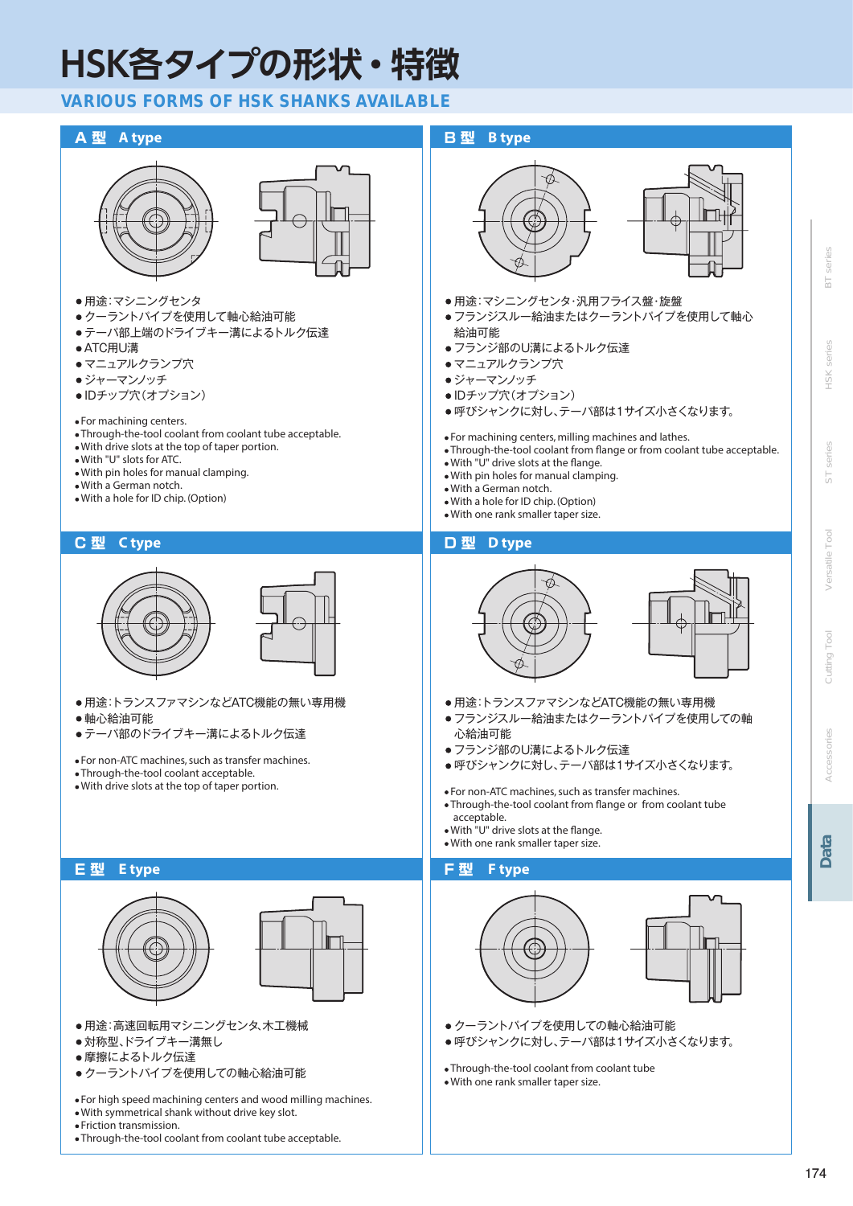# HSK各タイプの形状・特徴

## VARIOUS FORMS OF HSK SHANKS AVAILABLE

### A 型　A type

- 用途：マシニングセンタ
- クーラントパイプを使用して軸心給油可能
- テーパ部上端のドライブキー溝によるトルク伝達
- ATC用U溝
- マニュアルクランプ穴
- ジャーマンノッチ
- IDチップ穴（オプション）

- For machining centers.
- Through-the-tool coolant from coolant tube acceptable.
- With drive slots at the top of taper portion.
- With "U" slots for ATC.
- With pin holes for manual clamping.
- With a German notch.
- With a hole for ID chip. (Option)

### B 型　B type

- 用途：マシニングセンタ・汎用フライス盤・旋盤
- フランジスルー給油またはクーラントパイプを使用して軸心給油可能
- フランジ部のU溝によるトルク伝達
- マニュアルクランプ穴
- ジャーマンノッチ
- IDチップ穴（オプション）
- 呼びシャンクに対し、テーパ部は1サイズ小さくなります。

- For machining centers, milling machines and lathes.
- Through-the-tool coolant from flange or from coolant tube acceptable.
- With "U" drive slots at the flange.
- With pin holes for manual clamping.
- With a German notch.
- With a hole for ID chip. (Option)
- With one rank smaller taper size.

### C 型　C type

- 用途：トランスファマシンなどATC機能の無い専用機
- 軸心給油可能
- テーパ部のドライブキー溝によるトルク伝達

- For non-ATC machines, such as transfer machines.
- Through-the-tool coolant acceptable.
- With drive slots at the top of taper portion.

### D 型　D type

- 用途：トランスファマシンなどATC機能の無い専用機
- フランジスルー給油またはクーラントパイプを使用しての軸心給油可能
- フランジ部のU溝によるトルク伝達
- 呼びシャンクに対し、テーパ部は1サイズ小さくなります。

- For non-ATC machines, such as transfer machines.
- Through-the-tool coolant from flange or from coolant tube acceptable.
- With "U" drive slots at the flange.
- With one rank smaller taper size.

### E 型　E type

- 用途：高速回転用マシニングセンタ、木工機械
- 対称型、ドライブキー溝無し
- 摩擦によるトルク伝達
- クーラントパイプを使用しての軸心給油可能

- For high speed machining centers and wood milling machines.
- With symmetrical shank without drive key slot.
- Friction transmission.
- Through-the-tool coolant from coolant tube acceptable.

### F 型　F type

- クーラントパイプを使用しての軸心給油可能
- 呼びシャンクに対し、テーパ部は1サイズ小さくなります。

- Through-the-tool coolant from coolant tube
- With one rank smaller taper size.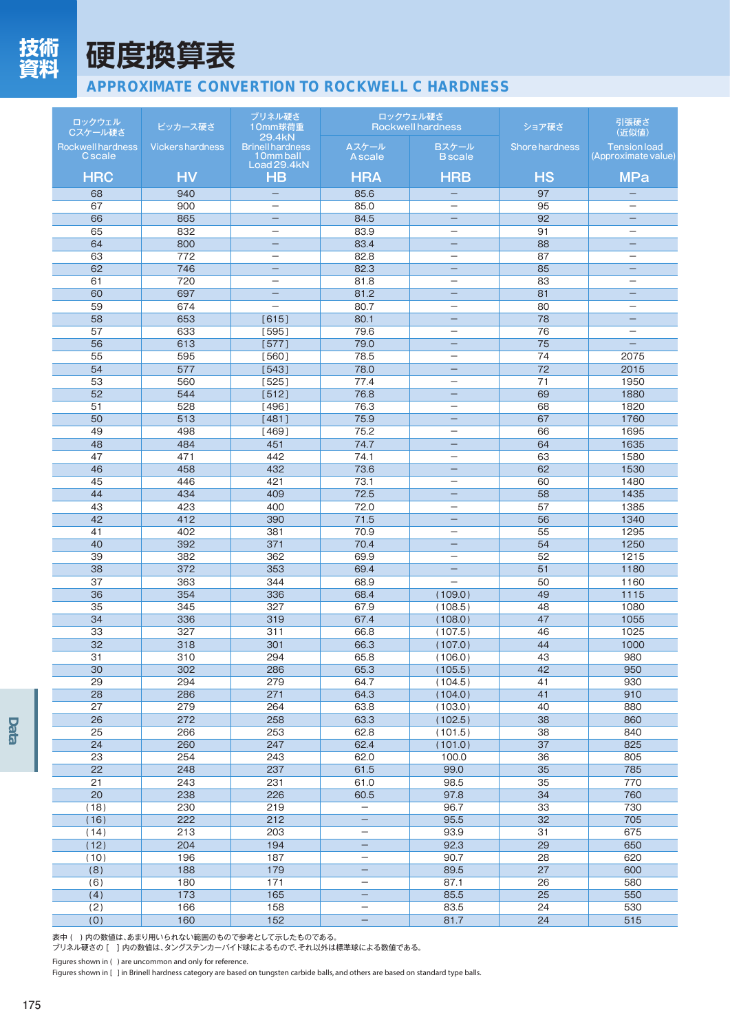# 硬度換算表

## APPROXIMATE CONVERTION TO ROCKWELL C HARDNESS

| ロックウェル Cスケール硬さ Rockwell hardness C scale | ビッカース硬さ Vickers hardness | ブリネル硬さ 10mm球荷重 29.4kN Brinell hardness 10mm ball Load 29.4kN | ロックウェル硬さ Rockwell hardness | | ショア硬さ Shore hardness | 引張硬さ（近似値） Tension load (Approximate value) |
|---|---|---|---|---|---|---|
| | | | Aスケール A scale | Bスケール B scale | | |
| HRC | HV | HB | HRA | HRB | HS | MPa |
| 68 | 940 | − | 85.6 | − | 97 | − |
| 67 | 900 | − | 85.0 | − | 95 | − |
| 66 | 865 | − | 84.5 | − | 92 | − |
| 65 | 832 | − | 83.9 | − | 91 | − |
| 64 | 800 | − | 83.4 | − | 88 | − |
| 63 | 772 | − | 82.8 | − | 87 | − |
| 62 | 746 | − | 82.3 | − | 85 | − |
| 61 | 720 | − | 81.8 | − | 83 | − |
| 60 | 697 | − | 81.2 | − | 81 | − |
| 59 | 674 | − | 80.7 | − | 80 | − |
| 58 | 653 | [615] | 80.1 | − | 78 | − |
| 57 | 633 | [595] | 79.6 | − | 76 | − |
| 56 | 613 | [577] | 79.0 | − | 75 | − |
| 55 | 595 | [560] | 78.5 | − | 74 | 2075 |
| 54 | 577 | [543] | 78.0 | − | 72 | 2015 |
| 53 | 560 | [525] | 77.4 | − | 71 | 1950 |
| 52 | 544 | [512] | 76.8 | − | 69 | 1880 |
| 51 | 528 | [496] | 76.3 | − | 68 | 1820 |
| 50 | 513 | [481] | 75.9 | − | 67 | 1760 |
| 49 | 498 | [469] | 75.2 | − | 66 | 1695 |
| 48 | 484 | 451 | 74.7 | − | 64 | 1635 |
| 47 | 471 | 442 | 74.1 | − | 63 | 1580 |
| 46 | 458 | 432 | 73.6 | − | 62 | 1530 |
| 45 | 446 | 421 | 73.1 | − | 60 | 1480 |
| 44 | 434 | 409 | 72.5 | − | 58 | 1435 |
| 43 | 423 | 400 | 72.0 | − | 57 | 1385 |
| 42 | 412 | 390 | 71.5 | − | 56 | 1340 |
| 41 | 402 | 381 | 70.9 | − | 55 | 1295 |
| 40 | 392 | 371 | 70.4 | − | 54 | 1250 |
| 39 | 382 | 362 | 69.9 | − | 52 | 1215 |
| 38 | 372 | 353 | 69.4 | − | 51 | 1180 |
| 37 | 363 | 344 | 68.9 | − | 50 | 1160 |
| 36 | 354 | 336 | 68.4 | (109.0) | 49 | 1115 |
| 35 | 345 | 327 | 67.9 | (108.5) | 48 | 1080 |
| 34 | 336 | 319 | 67.4 | (108.0) | 47 | 1055 |
| 33 | 327 | 311 | 66.8 | (107.5) | 46 | 1025 |
| 32 | 318 | 301 | 66.3 | (107.0) | 44 | 1000 |
| 31 | 310 | 294 | 65.8 | (106.0) | 43 | 980 |
| 30 | 302 | 286 | 65.3 | (105.5) | 42 | 950 |
| 29 | 294 | 279 | 64.7 | (104.5) | 41 | 930 |
| 28 | 286 | 271 | 64.3 | (104.0) | 41 | 910 |
| 27 | 279 | 264 | 63.8 | (103.0) | 40 | 880 |
| 26 | 272 | 258 | 63.3 | (102.5) | 38 | 860 |
| 25 | 266 | 253 | 62.8 | (101.5) | 38 | 840 |
| 24 | 260 | 247 | 62.4 | (101.0) | 37 | 825 |
| 23 | 254 | 243 | 62.0 | 100.0 | 36 | 805 |
| 22 | 248 | 237 | 61.5 | 99.0 | 35 | 785 |
| 21 | 243 | 231 | 61.0 | 98.5 | 35 | 770 |
| 20 | 238 | 226 | 60.5 | 97.8 | 34 | 760 |
| (18) | 230 | 219 | − | 96.7 | 33 | 730 |
| (16) | 222 | 212 | − | 95.5 | 32 | 705 |
| (14) | 213 | 203 | − | 93.9 | 31 | 675 |
| (12) | 204 | 194 | − | 92.3 | 29 | 650 |
| (10) | 196 | 187 | − | 90.7 | 28 | 620 |
| (8) | 188 | 179 | − | 89.5 | 27 | 600 |
| (6) | 180 | 171 | − | 87.1 | 26 | 580 |
| (4) | 173 | 165 | − | 85.5 | 25 | 550 |
| (2) | 166 | 158 | − | 83.5 | 24 | 530 |
| (0) | 160 | 152 | − | 81.7 | 24 | 515 |

表中（ ）内の数値は、あまり用いられない範囲のもので参考として示したものである。
ブリネル硬さの [ ] 内の数値は、タングステンカーバイド球によるもので、それ以外は標準球による数値である。

Figures shown in ( ) are uncommon and only for reference.
Figures shown in [ ] in Brinell hardness category are based on tungsten carbide balls, and others are based on standard type balls.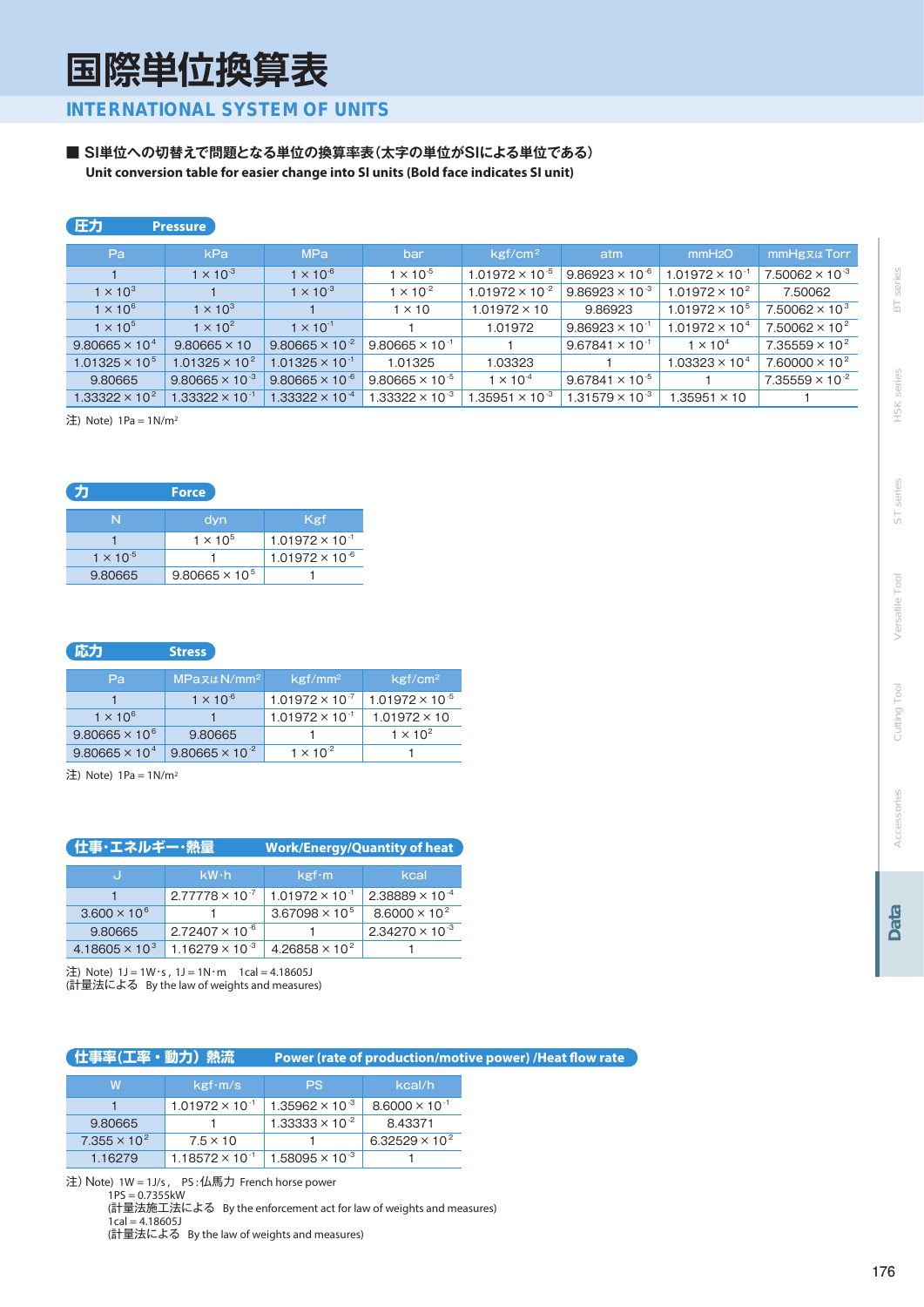# 国際単位換算表

## INTERNATIONAL SYSTEM OF UNITS

### ■ SI単位への切替えで問題となる単位の換算率表（太字の単位がSIによる単位である）

**Unit conversion table for easier change into SI units (Bold face indicates SI unit)**

#### 圧力 Pressure

| Pa | kPa | MPa | bar | kgf/cm² | atm | mmH₂O | mmHg又はTorr |
|---|---|---|---|---|---|---|---|
| 1 | $1\times10^{-3}$ | $1\times10^{-6}$ | $1\times10^{-5}$ | $1.01972\times10^{-5}$ | $9.86923\times10^{-6}$ | $1.01972\times10^{-1}$ | $7.50062\times10^{-3}$ |
| $1\times10^{3}$ | 1 | $1\times10^{-3}$ | $1\times10^{-2}$ | $1.01972\times10^{-2}$ | $9.86923\times10^{-3}$ | $1.01972\times10^{2}$ | 7.50062 |
| $1\times10^{6}$ | $1\times10^{3}$ | 1 | $1\times10$ | $1.01972\times10$ | 9.86923 | $1.01972\times10^{5}$ | $7.50062\times10^{3}$ |
| $1\times10^{5}$ | $1\times10^{2}$ | $1\times10^{-1}$ | 1 | 1.01972 | $9.86923\times10^{-1}$ | $1.01972\times10^{4}$ | $7.50062\times10^{2}$ |
| $9.80665\times10^{4}$ | $9.80665\times10$ | $9.80665\times10^{-2}$ | $9.80665\times10^{-1}$ | 1 | $9.67841\times10^{-1}$ | $1\times10^{4}$ | $7.35559\times10^{2}$ |
| $1.01325\times10^{5}$ | $1.01325\times10^{2}$ | $1.01325\times10^{-1}$ | 1.01325 | 1.03323 | 1 | $1.03323\times10^{4}$ | $7.60000\times10^{2}$ |
| 9.80665 | $9.80665\times10^{-3}$ | $9.80665\times10^{-6}$ | $9.80665\times10^{-5}$ | $1\times10^{-4}$ | $9.67841\times10^{-5}$ | 1 | $7.35559\times10^{-2}$ |
| $1.33322\times10^{2}$ | $1.33322\times10^{-1}$ | $1.33322\times10^{-4}$ | $1.33322\times10^{-3}$ | $1.35951\times10^{-3}$ | $1.31579\times10^{-3}$ | $1.35951\times10$ | 1 |

注) Note) 1Pa = 1N/m²

#### 力 Force

| N | dyn | Kgf |
|---|---|---|
| 1 | $1\times10^{5}$ | $1.01972\times10^{-1}$ |
| $1\times10^{-5}$ | 1 | $1.01972\times10^{-6}$ |
| 9.80665 | $9.80665\times10^{5}$ | 1 |

#### 応力 Stress

| Pa | MPa又はN/mm² | kgf/mm² | kgf/cm² |
|---|---|---|---|
| 1 | $1\times10^{-6}$ | $1.01972\times10^{-7}$ | $1.01972\times10^{-5}$ |
| $1\times10^{6}$ | 1 | $1.01972\times10^{-1}$ | $1.01972\times10$ |
| $9.80665\times10^{6}$ | 9.80665 | 1 | $1\times10^{2}$ |
| $9.80665\times10^{4}$ | $9.80665\times10^{-2}$ | $1\times10^{-2}$ | 1 |

注) Note) 1Pa = 1N/m²

#### 仕事・エネルギー・熱量 Work/Energy/Quantity of heat

| J | kW·h | kgf·m | kcal |
|---|---|---|---|
| 1 | $2.77778\times10^{-7}$ | $1.01972\times10^{-1}$ | $2.38889\times10^{-4}$ |
| $3.600\times10^{6}$ | 1 | $3.67098\times10^{5}$ | $8.6000\times10^{2}$ |
| 9.80665 | $2.72407\times10^{-6}$ | 1 | $2.34270\times10^{-3}$ |
| $4.18605\times10^{3}$ | $1.16279\times10^{-3}$ | $4.26858\times10^{2}$ | 1 |

注) Note) 1J = 1W·s , 1J = 1N·m 1cal = 4.18605J
(計量法による By the law of weights and measures)

#### 仕事率（工率・動力）熱流 Power (rate of production/motive power) /Heat flow rate

| W | kgf·m/s | PS | kcal/h |
|---|---|---|---|
| 1 | $1.01972\times10^{-1}$ | $1.35962\times10^{-3}$ | $8.6000\times10^{-1}$ |
| 9.80665 | 1 | $1.33333\times10^{-2}$ | 8.43371 |
| $7.355\times10^{2}$ | $7.5\times10$ | 1 | $6.32529\times10^{2}$ |
| 1.16279 | $1.18572\times10^{-1}$ | $1.58095\times10^{-3}$ | 1 |

注) Note) 1W = 1J/s, PS：仏馬力 French horse power
1PS = 0.7355kW
(計量法施工法による By the enforcement act for law of weights and measures)
1cal = 4.18605J
(計量法による By the law of weights and measures)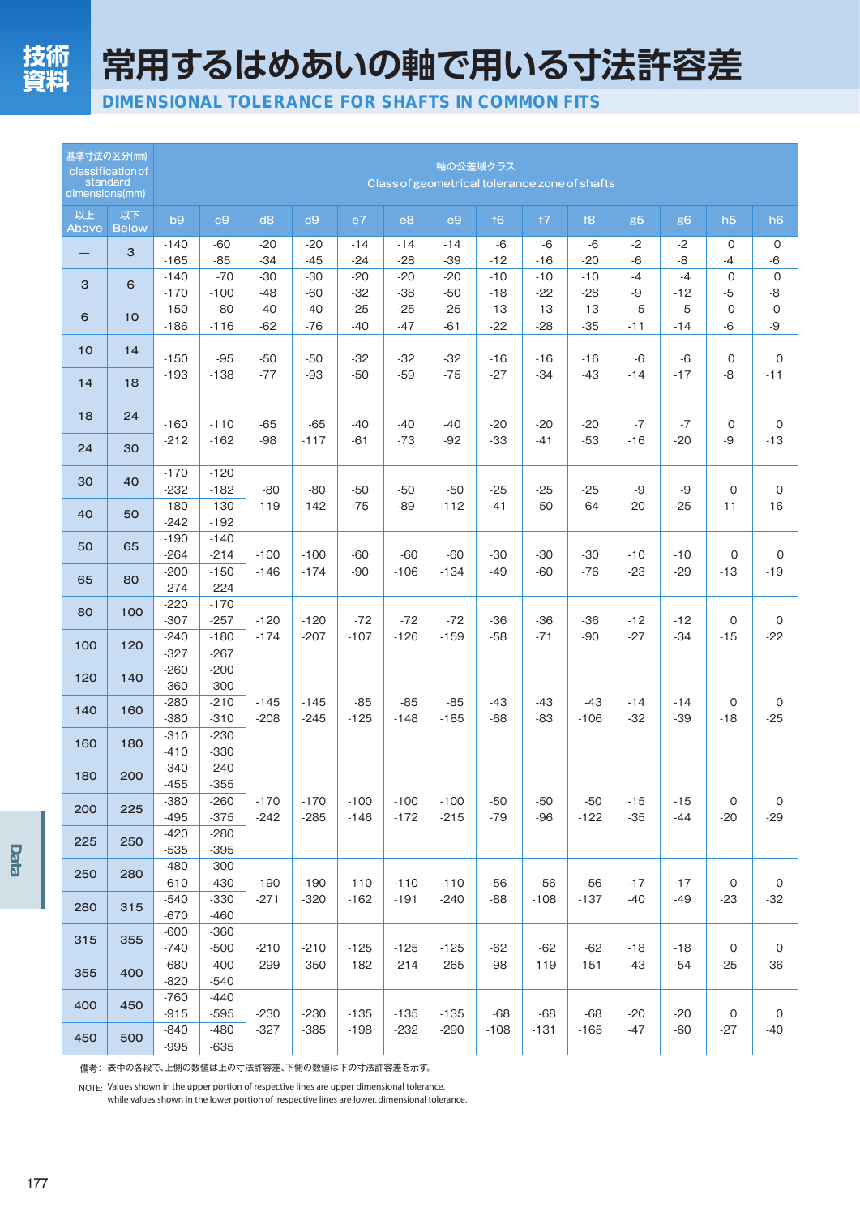# 常用するはめあいの軸で用いる寸法許容差

## DIMENSIONAL TOLERANCE FOR SHAFTS IN COMMON FITS

| 基準寸法の区分(mm) classification of standard dimensions(mm) | | 軸の公差域クラス Class of geometrical tolerance zone of shafts | | | | | | | | | | | | | |
|---|---|---|---|---|---|---|---|---|---|---|---|---|---|---|---|
| 以上 Above | 以下 Below | b9 | c9 | d8 | d9 | e7 | e8 | e9 | f6 | f7 | f8 | g5 | g6 | h5 | h6 |
| — | 3 | -140<br>-165 | -60<br>-85 | -20<br>-34 | -20<br>-45 | -14<br>-24 | -14<br>-28 | -14<br>-39 | -6<br>-12 | -6<br>-16 | -6<br>-20 | -2<br>-6 | -2<br>-8 | 0<br>-4 | 0<br>-6 |
| 3 | 6 | -140<br>-170 | -70<br>-100 | -30<br>-48 | -30<br>-60 | -20<br>-32 | -20<br>-38 | -20<br>-50 | -10<br>-18 | -10<br>-22 | -10<br>-28 | -4<br>-9 | -4<br>-12 | 0<br>-5 | 0<br>-8 |
| 6 | 10 | -150<br>-186 | -80<br>-116 | -40<br>-62 | -40<br>-76 | -25<br>-40 | -25<br>-47 | -25<br>-61 | -13<br>-22 | -13<br>-28 | -13<br>-35 | -5<br>-11 | -5<br>-14 | 0<br>-6 | 0<br>-9 |
| 10 | 14 | -150<br>-193 | -95<br>-138 | -50<br>-77 | -50<br>-93 | -32<br>-50 | -32<br>-59 | -32<br>-75 | -16<br>-27 | -16<br>-34 | -16<br>-43 | -6<br>-14 | -6<br>-17 | 0<br>-8 | 0<br>-11 |
| 14 | 18 | | | | | | | | | | | | | | |
| 18 | 24 | -160<br>-212 | -110<br>-162 | -65<br>-98 | -65<br>-117 | -40<br>-61 | -40<br>-73 | -40<br>-92 | -20<br>-33 | -20<br>-41 | -20<br>-53 | -7<br>-16 | -7<br>-20 | 0<br>-9 | 0<br>-13 |
| 24 | 30 | | | | | | | | | | | | | | |
| 30 | 40 | -170<br>-232 | -120<br>-182 | -80<br>-119 | -80<br>-142 | -50<br>-75 | -50<br>-89 | -50<br>-112 | -25<br>-41 | -25<br>-50 | -25<br>-64 | -9<br>-20 | -9<br>-25 | 0<br>-11 | 0<br>-16 |
| 40 | 50 | -180<br>-242 | -130<br>-192 | | | | | | | | | | | | |
| 50 | 65 | -190<br>-264 | -140<br>-214 | -100<br>-146 | -100<br>-174 | -60<br>-90 | -60<br>-106 | -60<br>-134 | -30<br>-49 | -30<br>-60 | -30<br>-76 | -10<br>-23 | -10<br>-29 | 0<br>-13 | 0<br>-19 |
| 65 | 80 | -200<br>-274 | -150<br>-224 | | | | | | | | | | | | |
| 80 | 100 | -220<br>-307 | -170<br>-257 | -120<br>-174 | -120<br>-207 | -72<br>-107 | -72<br>-126 | -72<br>-159 | -36<br>-58 | -36<br>-71 | -36<br>-90 | -12<br>-27 | -12<br>-34 | 0<br>-15 | 0<br>-22 |
| 100 | 120 | -240<br>-327 | -180<br>-267 | | | | | | | | | | | | |
| 120 | 140 | -260<br>-360 | -200<br>-300 | -145<br>-208 | -145<br>-245 | -85<br>-125 | -85<br>-148 | -85<br>-185 | -43<br>-68 | -43<br>-83 | -43<br>-106 | -14<br>-32 | -14<br>-39 | 0<br>-18 | 0<br>-25 |
| 140 | 160 | -280<br>-380 | -210<br>-310 | | | | | | | | | | | | |
| 160 | 180 | -310<br>-410 | -230<br>-330 | | | | | | | | | | | | |
| 180 | 200 | -340<br>-455 | -240<br>-355 | -170<br>-242 | -170<br>-285 | -100<br>-146 | -100<br>-172 | -100<br>-215 | -50<br>-79 | -50<br>-96 | -50<br>-122 | -15<br>-35 | -15<br>-44 | 0<br>-20 | 0<br>-29 |
| 200 | 225 | -380<br>-495 | -260<br>-375 | | | | | | | | | | | | |
| 225 | 250 | -420<br>-535 | -280<br>-395 | | | | | | | | | | | | |
| 250 | 280 | -480<br>-610 | -300<br>-430 | -190<br>-271 | -190<br>-320 | -110<br>-162 | -110<br>-191 | -110<br>-240 | -56<br>-88 | -56<br>-108 | -56<br>-137 | -17<br>-40 | -17<br>-49 | 0<br>-23 | 0<br>-32 |
| 280 | 315 | -540<br>-670 | -330<br>-460 | | | | | | | | | | | | |
| 315 | 355 | -600<br>-740 | -360<br>-500 | -210<br>-299 | -210<br>-350 | -125<br>-182 | -125<br>-214 | -125<br>-265 | -62<br>-98 | -62<br>-119 | -62<br>-151 | -18<br>-43 | -18<br>-54 | 0<br>-25 | 0<br>-36 |
| 355 | 400 | -680<br>-820 | -400<br>-540 | | | | | | | | | | | | |
| 400 | 450 | -760<br>-915 | -440<br>-595 | -230<br>-327 | -230<br>-385 | -135<br>-198 | -135<br>-232 | -135<br>-290 | -68<br>-108 | -68<br>-131 | -68<br>-165 | -20<br>-47 | -20<br>-60 | 0<br>-27 | 0<br>-40 |
| 450 | 500 | -840<br>-995 | -480<br>-635 | | | | | | | | | | | | |

備考：表中の各段で、上側の数値は上の寸法許容差、下側の数値は下の寸法許容差を示す。

NOTE: Values shown in the upper portion of respective lines are upper dimensional tolerance, while values shown in the lower portion of respective lines are lower. dimensional tolerance.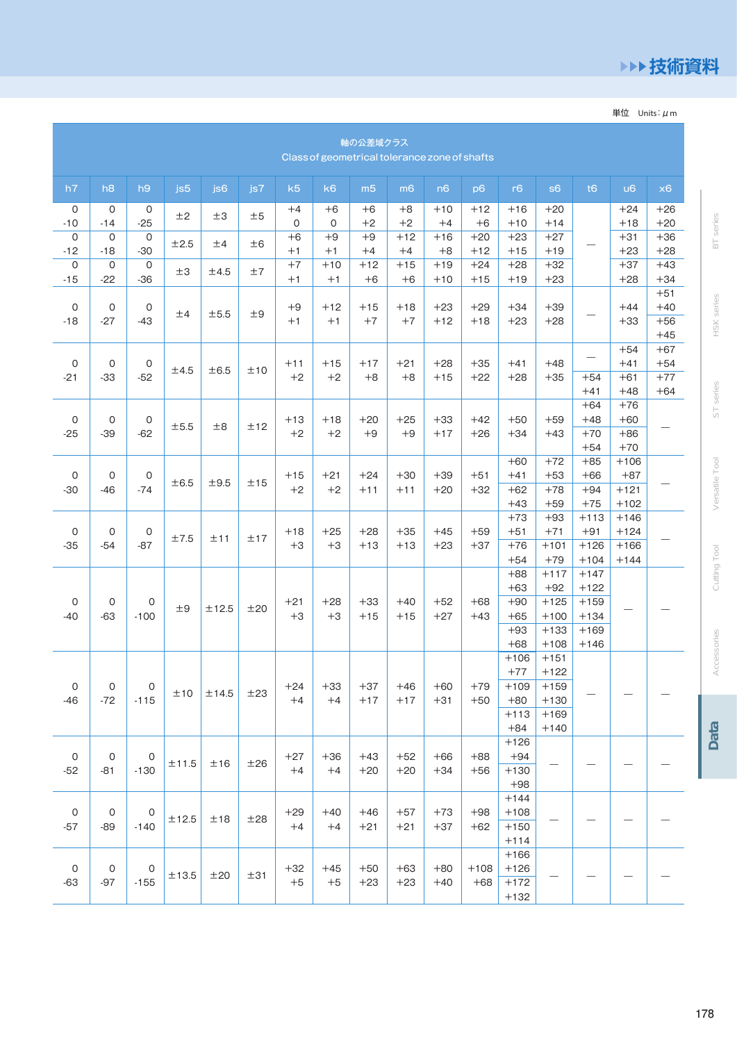単位 Units：μm

| 軸の公差域クラス Class of geometrical tolerance zone of shafts | | | | | | | | | | | | | | | | |
|---|---|---|---|---|---|---|---|---|---|---|---|---|---|---|---|---|
| h7 | h8 | h9 | js5 | js6 | js7 | k5 | k6 | m5 | m6 | n6 | p6 | r6 | s6 | t6 | u6 | x6 |
| 0 / -10 | 0 / -14 | 0 / -25 | ±2 | ±3 | ±5 | +4 / 0 | +6 / 0 | +6 / +2 | +8 / +2 | +10 / +4 | +12 / +6 | +16 / +10 | +20 / +14 | — | +24 / +18 | +26 / +20 |
| 0 / -12 | 0 / -18 | 0 / -30 | ±2.5 | ±4 | ±6 | +6 / +1 | +9 / +1 | +9 / +4 | +12 / +4 | +16 / +8 | +20 / +12 | +23 / +15 | +27 / +19 | | +31 / +23 | +36 / +28 |
| 0 / -15 | 0 / -22 | 0 / -36 | ±3 | ±4.5 | ±7 | +7 / +1 | +10 / +1 | +12 / +6 | +15 / +6 | +19 / +10 | +24 / +15 | +28 / +19 | +32 / +23 | | +37 / +28 | +43 / +34 |
| 0 / -18 | 0 / -27 | 0 / -43 | ±4 | ±5.5 | ±9 | +9 / +1 | +12 / +1 | +15 / +7 | +18 / +7 | +23 / +12 | +29 / +18 | +34 / +23 | +39 / +28 | — | +44 / +33 | +51 / +40 |
| | | | | | | | | | | | | | | | | +56 / +45 |
| 0 / -21 | 0 / -33 | 0 / -52 | ±4.5 | ±6.5 | ±10 | +11 / +2 | +15 / +2 | +17 / +8 | +21 / +8 | +28 / +15 | +35 / +22 | +41 / +28 | +48 / +35 | — | +54 / +41 | +67 / +54 |
| | | | | | | | | | | | | | | +54 / +41 | +61 / +48 | +77 / +64 |
| 0 / -25 | 0 / -39 | 0 / -62 | ±5.5 | ±8 | ±12 | +13 / +2 | +18 / +2 | +20 / +9 | +25 / +9 | +33 / +17 | +42 / +26 | +50 / +34 | +59 / +43 | +64 / +48 | +76 / +60 | — |
| | | | | | | | | | | | | | | +70 / +54 | +86 / +70 | |
| 0 / -30 | 0 / -46 | 0 / -74 | ±6.5 | ±9.5 | ±15 | +15 / +2 | +21 / +2 | +24 / +11 | +30 / +11 | +39 / +20 | +51 / +32 | +60 / +41 | +72 / +53 | +85 / +66 | +106 / +87 | — |
| | | | | | | | | | | | | +62 / +43 | +78 / +59 | +94 / +75 | +121 / +102 | |
| 0 / -35 | 0 / -54 | 0 / -87 | ±7.5 | ±11 | ±17 | +18 / +3 | +25 / +3 | +28 / +13 | +35 / +13 | +45 / +23 | +59 / +37 | +73 / +51 | +93 / +71 | +113 / +91 | +146 / +124 | — |
| | | | | | | | | | | | | +76 / +54 | +101 / +79 | +126 / +104 | +166 / +144 | |
| 0 / -40 | 0 / -63 | 0 / -100 | ±9 | ±12.5 | ±20 | +21 / +3 | +28 / +3 | +33 / +15 | +40 / +15 | +52 / +27 | +68 / +43 | +88 / +63 | +117 / +92 | +147 / +122 | — | — |
| | | | | | | | | | | | | +90 / +65 | +125 / +100 | +159 / +134 | | |
| | | | | | | | | | | | | +93 / +68 | +133 / +108 | +169 / +146 | | |
| 0 / -46 | 0 / -72 | 0 / -115 | ±10 | ±14.5 | ±23 | +24 / +4 | +33 / +4 | +37 / +17 | +46 / +17 | +60 / +31 | +79 / +50 | +106 / +77 | +151 / +122 | — | — | — |
| | | | | | | | | | | | | +109 / +80 | +159 / +130 | | | |
| | | | | | | | | | | | | +113 / +84 | +169 / +140 | | | |
| 0 / -52 | 0 / -81 | 0 / -130 | ±11.5 | ±16 | ±26 | +27 / +4 | +36 / +4 | +43 / +20 | +52 / +20 | +66 / +34 | +88 / +56 | +126 / +94 | — | — | — | — |
| | | | | | | | | | | | | +130 / +98 | | | | |
| 0 / -57 | 0 / -89 | 0 / -140 | ±12.5 | ±18 | ±28 | +29 / +4 | +40 / +4 | +46 / +21 | +57 / +21 | +73 / +37 | +98 / +62 | +144 / +108 | — | — | — | — |
| | | | | | | | | | | | | +150 / +114 | | | | |
| 0 / -63 | 0 / -97 | 0 / -155 | ±13.5 | ±20 | ±31 | +32 / +5 | +45 / +5 | +50 / +23 | +63 / +23 | +80 / +40 | +108 / +68 | +166 / +126 | — | — | — | — |
| | | | | | | | | | | | | +172 / +132 | | | | |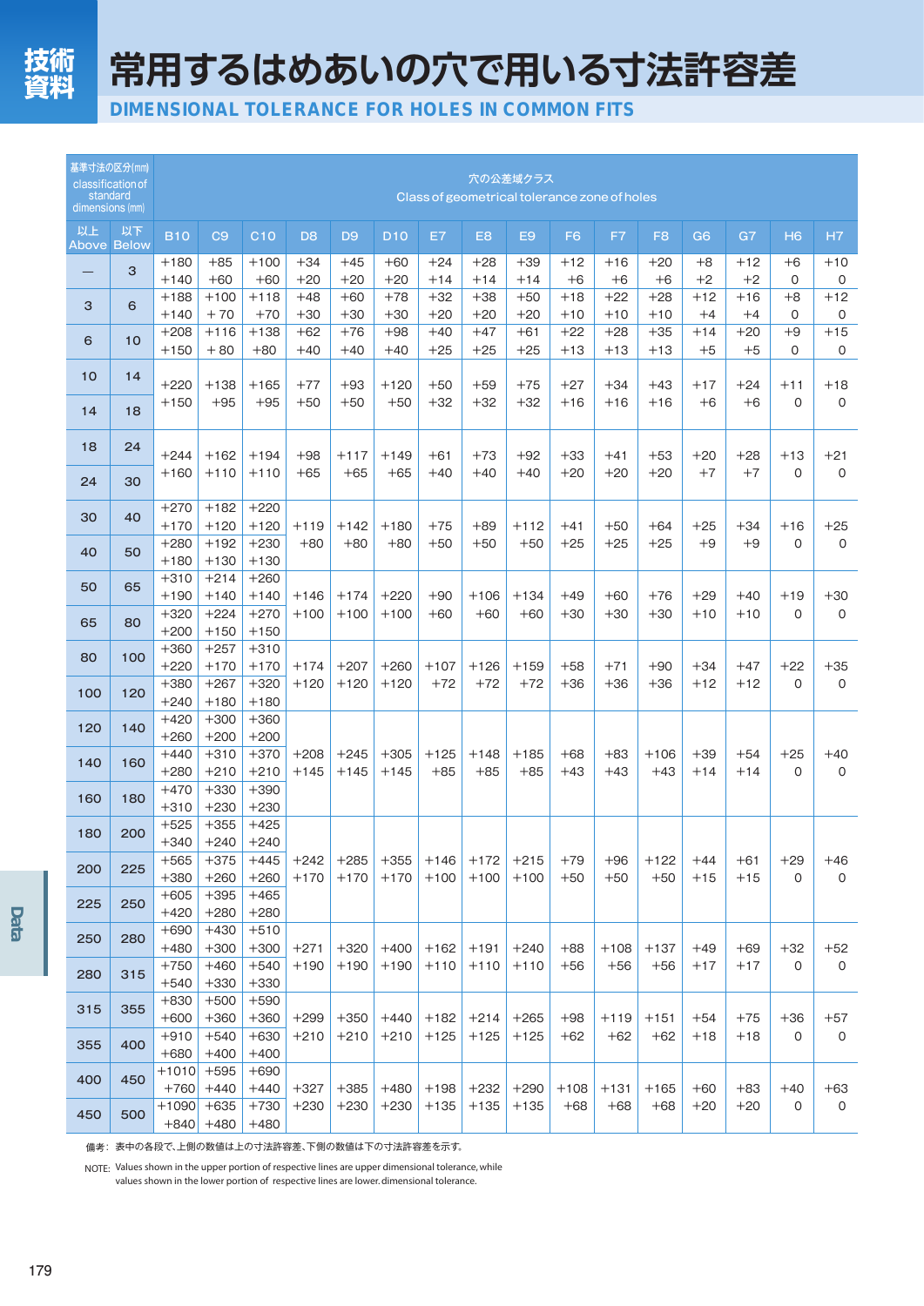技術資料

# 常用するはめあいの穴で用いる寸法許容差

## DIMENSIONAL TOLERANCE FOR HOLES IN COMMON FITS

| 基準寸法の区分(mm) classification of standard dimensions (mm) | | 穴の公差域クラス Class of geometrical tolerance zone of holes | | | | | | | | | | | | | | | |
|---|---|---|---|---|---|---|---|---|---|---|---|---|---|---|---|---|---|
| 以上 Above | 以下 Below | B10 | C9 | C10 | D8 | D9 | D10 | E7 | E8 | E9 | F6 | F7 | F8 | G6 | G7 | H6 | H7 |
| — | 3 | +180 +140 | +85 +60 | +100 +60 | +34 +20 | +45 +20 | +60 +20 | +24 +14 | +28 +14 | +39 +14 | +12 +6 | +16 +6 | +20 +6 | +8 +2 | +12 +2 | +6 0 | +10 0 |
| 3 | 6 | +188 +140 | +100 +70 | +118 +70 | +48 +30 | +60 +30 | +78 +30 | +32 +20 | +38 +20 | +50 +20 | +18 +10 | +22 +10 | +28 +10 | +12 +4 | +16 +4 | +8 0 | +12 0 |
| 6 | 10 | +208 +150 | +116 +80 | +138 +80 | +62 +40 | +76 +40 | +98 +40 | +40 +25 | +47 +25 | +61 +25 | +22 +13 | +28 +13 | +35 +13 | +14 +5 | +20 +5 | +9 0 | +15 0 |
| 10 | 14 | +220 +150 | +138 +95 | +165 +95 | +77 +50 | +93 +50 | +120 +50 | +50 +32 | +59 +32 | +75 +32 | +27 +16 | +34 +16 | +43 +16 | +17 +6 | +24 +6 | +11 0 | +18 0 |
| 14 | 18 | | | | | | | | | | | | | | | | |
| 18 | 24 | +244 +160 | +162 +110 | +194 +110 | +98 +65 | +117 +65 | +149 +65 | +61 +40 | +73 +40 | +92 +40 | +33 +20 | +41 +20 | +53 +20 | +20 +7 | +28 +7 | +13 0 | +21 0 |
| 24 | 30 | | | | | | | | | | | | | | | | |
| 30 | 40 | +270 +170 | +182 +120 | +220 +120 | +119 +80 | +142 +80 | +180 +80 | +75 +50 | +89 +50 | +112 +50 | +41 +25 | +50 +25 | +64 +25 | +25 +9 | +34 +9 | +16 0 | +25 0 |
| 40 | 50 | +280 +180 | +192 +130 | +230 +130 | | | | | | | | | | | | | |
| 50 | 65 | +310 +190 | +214 +140 | +260 +140 | +146 +100 | +174 +100 | +220 +100 | +90 +60 | +106 +60 | +134 +60 | +49 +30 | +60 +30 | +76 +30 | +29 +10 | +40 +10 | +19 0 | +30 0 |
| 65 | 80 | +320 +200 | +224 +150 | +270 +150 | | | | | | | | | | | | | |
| 80 | 100 | +360 +220 | +257 +170 | +310 +170 | +174 +120 | +207 +120 | +260 +120 | +107 +72 | +126 +72 | +159 +72 | +58 +36 | +71 +36 | +90 +36 | +34 +12 | +47 +12 | +22 0 | +35 0 |
| 100 | 120 | +380 +240 | +267 +180 | +320 +180 | | | | | | | | | | | | | |
| 120 | 140 | +420 +260 | +300 +200 | +360 +200 | +208 +145 | +245 +145 | +305 +145 | +125 +85 | +148 +85 | +185 +85 | +68 +43 | +83 +43 | +106 +43 | +39 +14 | +54 +14 | +25 0 | +40 0 |
| 140 | 160 | +440 +280 | +310 +210 | +370 +210 | | | | | | | | | | | | | |
| 160 | 180 | +470 +310 | +330 +230 | +390 +230 | | | | | | | | | | | | | |
| 180 | 200 | +525 +340 | +355 +240 | +425 +240 | +242 +170 | +285 +170 | +355 +170 | +146 +100 | +172 +100 | +215 +100 | +79 +50 | +96 +50 | +122 +50 | +44 +15 | +61 +15 | +29 0 | +46 0 |
| 200 | 225 | +565 +380 | +375 +260 | +445 +260 | | | | | | | | | | | | | |
| 225 | 250 | +605 +420 | +395 +280 | +465 +280 | | | | | | | | | | | | | |
| 250 | 280 | +690 +480 | +430 +300 | +510 +300 | +271 +190 | +320 +190 | +400 +190 | +162 +110 | +191 +110 | +240 +110 | +88 +56 | +108 +56 | +137 +56 | +49 +17 | +69 +17 | +32 0 | +52 0 |
| 280 | 315 | +750 +540 | +460 +330 | +540 +330 | | | | | | | | | | | | | |
| 315 | 355 | +830 +600 | +500 +360 | +590 +360 | +299 +210 | +350 +210 | +440 +210 | +182 +125 | +214 +125 | +265 +125 | +98 +62 | +119 +62 | +151 +62 | +54 +18 | +75 +18 | +36 0 | +57 0 |
| 355 | 400 | +910 +680 | +540 +400 | +630 +400 | | | | | | | | | | | | | |
| 400 | 450 | +1010 +760 | +595 +440 | +690 +440 | +327 +230 | +385 +230 | +480 +230 | +198 +135 | +232 +135 | +290 +135 | +108 +68 | +131 +68 | +165 +68 | +60 +20 | +83 +20 | +40 0 | +63 0 |
| 450 | 500 | +1090 +840 | +635 +480 | +730 +480 | | | | | | | | | | | | | |

備考：表中の各段で、上側の数値は上の寸法許容差、下側の数値は下の寸法許容差を示す。

NOTE: Values shown in the upper portion of respective lines are upper dimensional tolerance, while values shown in the lower portion of respective lines are lower. dimensional tolerance.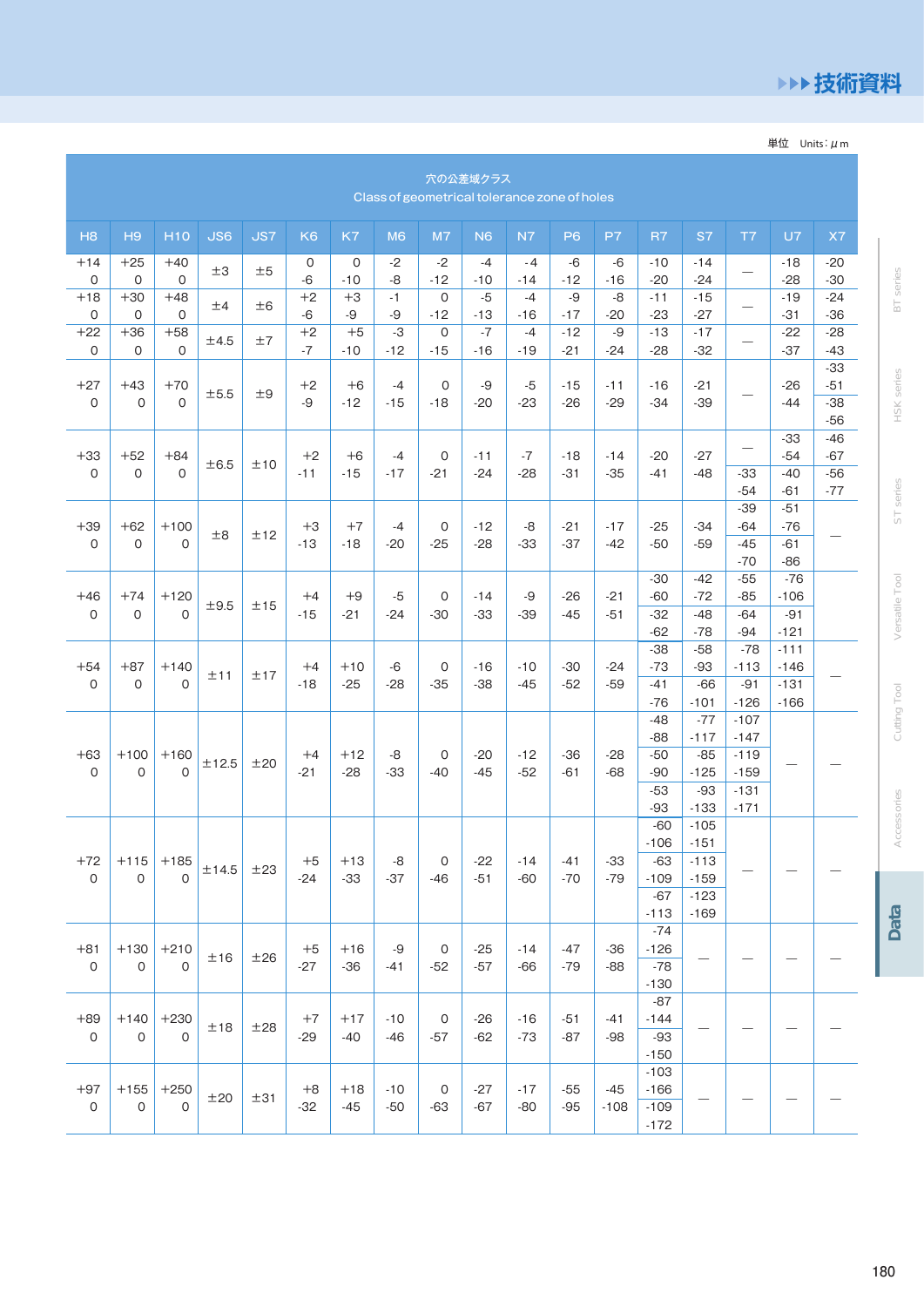単位 Units: μm

| 穴の公差域クラス Class of geometrical tolerance zone of holes | | | | | | | | | | | | | | | | | |
|---|---|---|---|---|---|---|---|---|---|---|---|---|---|---|---|---|---|
| H8 | H9 | H10 | JS6 | JS7 | K6 | K7 | M6 | M7 | N6 | N7 | P6 | P7 | R7 | S7 | T7 | U7 | X7 |
| +14<br>0 | +25<br>0 | +40<br>0 | ±3 | ±5 | 0<br>-6 | 0<br>-10 | -2<br>-8 | -2<br>-12 | -4<br>-10 | -4<br>-14 | -6<br>-12 | -6<br>-16 | -10<br>-20 | -14<br>-24 | — | -18<br>-28 | -20<br>-30 |
| +18<br>0 | +30<br>0 | +48<br>0 | ±4 | ±6 | +2<br>-6 | +3<br>-9 | -1<br>-9 | 0<br>-12 | -5<br>-13 | -4<br>-16 | -9<br>-17 | -8<br>-20 | -11<br>-23 | -15<br>-27 | — | -19<br>-31 | -24<br>-36 |
| +22<br>0 | +36<br>0 | +58<br>0 | ±4.5 | ±7 | +2<br>-7 | +5<br>-10 | -3<br>-12 | 0<br>-15 | -7<br>-16 | -4<br>-19 | -12<br>-21 | -9<br>-24 | -13<br>-28 | -17<br>-32 | — | -22<br>-37 | -28<br>-43 |
| +27<br>0 | +43<br>0 | +70<br>0 | ±5.5 | ±9 | +2<br>-9 | +6<br>-12 | -4<br>-15 | 0<br>-18 | -9<br>-20 | -5<br>-23 | -15<br>-26 | -11<br>-29 | -16<br>-34 | -21<br>-39 | — | -26<br>-44 | -33<br>-51<br>-38<br>-56 |
| +33<br>0 | +52<br>0 | +84<br>0 | ±6.5 | ±10 | +2<br>-11 | +6<br>-15 | -4<br>-17 | 0<br>-21 | -11<br>-24 | -7<br>-28 | -18<br>-31 | -14<br>-35 | -20<br>-41 | -27<br>-48 | —<br>-33<br>-54 | -33<br>-54<br>-40<br>-61 | -46<br>-67<br>-56<br>-77 |
| +39<br>0 | +62<br>0 | +100<br>0 | ±8 | ±12 | +3<br>-13 | +7<br>-18 | -4<br>-20 | 0<br>-25 | -12<br>-28 | -8<br>-33 | -21<br>-37 | -17<br>-42 | -25<br>-50 | -34<br>-59 | -39<br>-64<br>-45<br>-70 | -51<br>-76<br>-61<br>-86 | — |
| +46<br>0 | +74<br>0 | +120<br>0 | ±9.5 | ±15 | +4<br>-15 | +9<br>-21 | -5<br>-24 | 0<br>-30 | -14<br>-33 | -9<br>-39 | -26<br>-45 | -21<br>-51 | -30<br>-60<br>-32<br>-62 | -42<br>-72<br>-48<br>-78 | -55<br>-85<br>-64<br>-94 | -76<br>-106<br>-91<br>-121 | |
| +54<br>0 | +87<br>0 | +140<br>0 | ±11 | ±17 | +4<br>-18 | +10<br>-25 | -6<br>-28 | 0<br>-35 | -16<br>-38 | -10<br>-45 | -30<br>-52 | -24<br>-59 | -38<br>-73<br>-41<br>-76 | -58<br>-93<br>-66<br>-101 | -78<br>-113<br>-91<br>-126 | -111<br>-146<br>-131<br>-166 | — |
| +63<br>0 | +100<br>0 | +160<br>0 | ±12.5 | ±20 | +4<br>-21 | +12<br>-28 | -8<br>-33 | 0<br>-40 | -20<br>-45 | -12<br>-52 | -36<br>-61 | -28<br>-68 | -48<br>-88<br>-50<br>-90<br>-53<br>-93 | -77<br>-117<br>-85<br>-125<br>-93<br>-133 | -107<br>-147<br>-119<br>-159<br>-131<br>-171 | — | — |
| +72<br>0 | +115<br>0 | +185<br>0 | ±14.5 | ±23 | +5<br>-24 | +13<br>-33 | -8<br>-37 | 0<br>-46 | -22<br>-51 | -14<br>-60 | -41<br>-70 | -33<br>-79 | -60<br>-106<br>-63<br>-109<br>-67<br>-113 | -105<br>-151<br>-113<br>-159<br>-123<br>-169 | — | — | — |
| +81<br>0 | +130<br>0 | +210<br>0 | ±16 | ±26 | +5<br>-27 | +16<br>-36 | -9<br>-41 | 0<br>-52 | -25<br>-57 | -14<br>-66 | -47<br>-79 | -36<br>-88 | -74<br>-126<br>-78<br>-130 | — | — | — | — |
| +89<br>0 | +140<br>0 | +230<br>0 | ±18 | ±28 | +7<br>-29 | +17<br>-40 | -10<br>-46 | 0<br>-57 | -26<br>-62 | -16<br>-73 | -51<br>-87 | -41<br>-98 | -87<br>-144<br>-93<br>-150 | — | — | — | — |
| +97<br>0 | +155<br>0 | +250<br>0 | ±20 | ±31 | +8<br>-32 | +18<br>-45 | -10<br>-50 | 0<br>-63 | -27<br>-67 | -17<br>-80 | -55<br>-95 | -45<br>-108 | -103<br>-166<br>-109<br>-172 | — | — | — | — |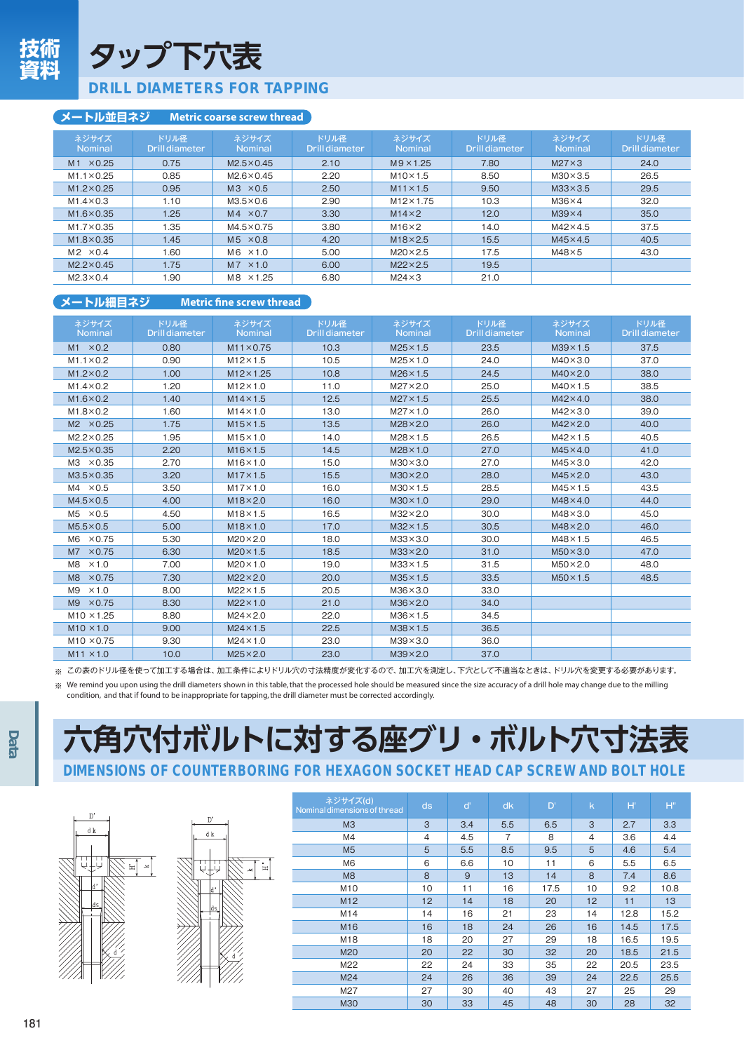技術資料

# タップ下穴表

## DRILL DIAMETERS FOR TAPPING

### メートル並目ネジ　Metric coarse screw thread

| ネジサイズ Nominal | ドリル径 Drill diameter | ネジサイズ Nominal | ドリル径 Drill diameter | ネジサイズ Nominal | ドリル径 Drill diameter | ネジサイズ Nominal | ドリル径 Drill diameter |
|---|---|---|---|---|---|---|---|
| M1　×0.25 | 0.75 | M2.5×0.45 | 2.10 | M9×1.25 | 7.80 | M27×3 | 24.0 |
| M1.1×0.25 | 0.85 | M2.6×0.45 | 2.20 | M10×1.5 | 8.50 | M30×3.5 | 26.5 |
| M1.2×0.25 | 0.95 | M3　×0.5 | 2.50 | M11×1.5 | 9.50 | M33×3.5 | 29.5 |
| M1.4×0.3 | 1.10 | M3.5×0.6 | 2.90 | M12×1.75 | 10.3 | M36×4 | 32.0 |
| M1.6×0.35 | 1.25 | M4　×0.7 | 3.30 | M14×2 | 12.0 | M39×4 | 35.0 |
| M1.7×0.35 | 1.35 | M4.5×0.75 | 3.80 | M16×2 | 14.0 | M42×4.5 | 37.5 |
| M1.8×0.35 | 1.45 | M5　×0.8 | 4.20 | M18×2.5 | 15.5 | M45×4.5 | 40.5 |
| M2　×0.4 | 1.60 | M6　×1.0 | 5.00 | M20×2.5 | 17.5 | M48×5 | 43.0 |
| M2.2×0.45 | 1.75 | M7　×1.0 | 6.00 | M22×2.5 | 19.5 | | |
| M2.3×0.4 | 1.90 | M8　×1.25 | 6.80 | M24×3 | 21.0 | | |

### メートル細目ネジ　Metric fine screw thread

| ネジサイズ Nominal | ドリル径 Drill diameter | ネジサイズ Nominal | ドリル径 Drill diameter | ネジサイズ Nominal | ドリル径 Drill diameter | ネジサイズ Nominal | ドリル径 Drill diameter |
|---|---|---|---|---|---|---|---|
| M1　×0.2 | 0.80 | M11×0.75 | 10.3 | M25×1.5 | 23.5 | M39×1.5 | 37.5 |
| M1.1×0.2 | 0.90 | M12×1.5 | 10.5 | M25×1.0 | 24.0 | M40×3.0 | 37.0 |
| M1.2×0.2 | 1.00 | M12×1.25 | 10.8 | M26×1.5 | 24.5 | M40×2.0 | 38.0 |
| M1.4×0.2 | 1.20 | M12×1.0 | 11.0 | M27×2.0 | 25.0 | M40×1.5 | 38.5 |
| M1.6×0.2 | 1.40 | M14×1.5 | 12.5 | M27×1.5 | 25.5 | M42×4.0 | 38.0 |
| M1.8×0.2 | 1.60 | M14×1.0 | 13.0 | M27×1.0 | 26.0 | M42×3.0 | 39.0 |
| M2　×0.25 | 1.75 | M15×1.5 | 13.5 | M28×2.0 | 26.0 | M42×2.0 | 40.0 |
| M2.2×0.25 | 1.95 | M15×1.0 | 14.0 | M28×1.5 | 26.5 | M42×1.5 | 40.5 |
| M2.5×0.35 | 2.20 | M16×1.5 | 14.5 | M28×1.0 | 27.0 | M45×4.0 | 41.0 |
| M3　×0.35 | 2.70 | M16×1.0 | 15.0 | M30×3.0 | 27.0 | M45×3.0 | 42.0 |
| M3.5×0.35 | 3.20 | M17×1.5 | 15.5 | M30×2.0 | 28.0 | M45×2.0 | 43.0 |
| M4　×0.5 | 3.50 | M17×1.0 | 16.0 | M30×1.5 | 28.5 | M45×1.5 | 43.5 |
| M4.5×0.5 | 4.00 | M18×2.0 | 16.0 | M30×1.0 | 29.0 | M48×4.0 | 44.0 |
| M5　×0.5 | 4.50 | M18×1.5 | 16.5 | M32×2.0 | 30.0 | M48×3.0 | 45.0 |
| M5.5×0.5 | 5.00 | M18×1.0 | 17.0 | M32×1.5 | 30.5 | M48×2.0 | 46.0 |
| M6　×0.75 | 5.30 | M20×2.0 | 18.0 | M33×3.0 | 30.0 | M48×1.5 | 46.5 |
| M7　×0.75 | 6.30 | M20×1.5 | 18.5 | M33×2.0 | 31.0 | M50×3.0 | 47.0 |
| M8　×1.0 | 7.00 | M20×1.0 | 19.0 | M33×1.5 | 31.5 | M50×2.0 | 48.0 |
| M8　×0.75 | 7.30 | M22×2.0 | 20.0 | M35×1.5 | 33.5 | M50×1.5 | 48.5 |
| M9　×1.0 | 8.00 | M22×1.5 | 20.5 | M36×3.0 | 33.0 | | |
| M9　×0.75 | 8.30 | M22×1.0 | 21.0 | M36×2.0 | 34.0 | | |
| M10×1.25 | 8.80 | M24×2.0 | 22.0 | M36×1.5 | 34.5 | | |
| M10×1.0 | 9.00 | M24×1.5 | 22.5 | M38×1.5 | 36.5 | | |
| M10×0.75 | 9.30 | M24×1.0 | 23.0 | M39×3.0 | 36.0 | | |
| M11×1.0 | 10.0 | M25×2.0 | 23.0 | M39×2.0 | 37.0 | | |

※ この表のドリル径を使って加工する場合は、加工条件によりドリル穴の寸法精度が変化するので、加工穴を測定し、下穴として不適当なときは、ドリル径を変更する必要があります。

※ We remind you upon using the drill diameters shown in this table, that the processed hole should be measured since the size accuracy of a drill hole may change due to the milling condition, and that if found to be inappropriate for tapping, the drill diameter must be corrected accordingly.

# 六角穴付ボルトに対する座グリ・ボルト穴寸法表

## DIMENSIONS OF COUNTERBORING FOR HEXAGON SOCKET HEAD CAP SCREW AND BOLT HOLE

D'
dk
H'
k
d'
ds
d

D'
dk
k
H''
d'
ds
d

| ネジサイズ(d) Nominal dimensions of thread | ds | d' | dk | D' | k | H' | H'' |
|---|---|---|---|---|---|---|---|
| M3 | 3 | 3.4 | 5.5 | 6.5 | 3 | 2.7 | 3.3 |
| M4 | 4 | 4.5 | 7 | 8 | 4 | 3.6 | 4.4 |
| M5 | 5 | 5.5 | 8.5 | 9.5 | 5 | 4.6 | 5.4 |
| M6 | 6 | 6.6 | 10 | 11 | 6 | 5.5 | 6.5 |
| M8 | 8 | 9 | 13 | 14 | 8 | 7.4 | 8.6 |
| M10 | 10 | 11 | 16 | 17.5 | 10 | 9.2 | 10.8 |
| M12 | 12 | 14 | 18 | 20 | 12 | 11 | 13 |
| M14 | 14 | 16 | 21 | 23 | 14 | 12.8 | 15.2 |
| M16 | 16 | 18 | 24 | 26 | 16 | 14.5 | 17.5 |
| M18 | 18 | 20 | 27 | 29 | 18 | 16.5 | 19.5 |
| M20 | 20 | 22 | 30 | 32 | 20 | 18.5 | 21.5 |
| M22 | 22 | 24 | 33 | 35 | 22 | 20.5 | 23.5 |
| M24 | 24 | 26 | 36 | 39 | 24 | 22.5 | 25.5 |
| M27 | 27 | 30 | 40 | 43 | 27 | 25 | 29 |
| M30 | 30 | 33 | 45 | 48 | 30 | 28 | 32 |